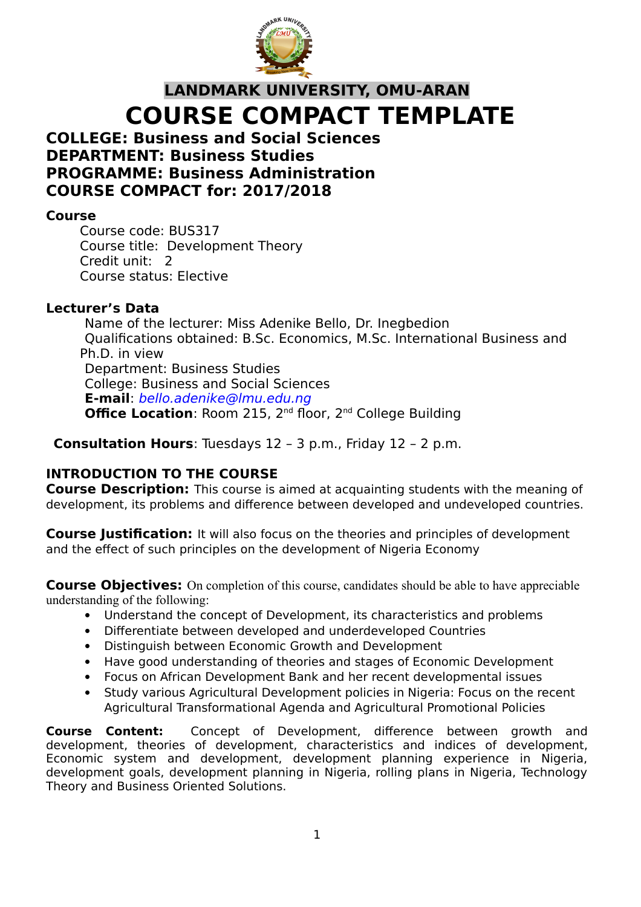# LANDMARK UNIVERSITY, OMU-ARAN

# COURSE COMPACT TEMPLATE

## COLLEGE: Business and Social Sciences
## DEPARTMENT: Business Studies
## PROGRAMME: Business Administration
## COURSE COMPACT for: 2017/2018

**Course**

Course code: BUS317
Course title: Development Theory
Credit unit: 2
Course status: Elective

**Lecturer's Data**

Name of the lecturer: Miss Adenike Bello, Dr. Inegbedion
Qualifications obtained: B.Sc. Economics, M.Sc. International Business and Ph.D. in view
Department: Business Studies
College: Business and Social Sciences
**E-mail**: *bello.adenike@lmu.edu.ng*
**Office Location**: Room 215, 2nd floor, 2nd College Building

**Consultation Hours**: Tuesdays 12 – 3 p.m., Friday 12 – 2 p.m.

**INTRODUCTION TO THE COURSE**

**Course Description:** This course is aimed at acquainting students with the meaning of development, its problems and difference between developed and undeveloped countries.

**Course Justification:** It will also focus on the theories and principles of development and the effect of such principles on the development of Nigeria Economy

**Course Objectives:** On completion of this course, candidates should be able to have appreciable understanding of the following:

- Understand the concept of Development, its characteristics and problems
- Differentiate between developed and underdeveloped Countries
- Distinguish between Economic Growth and Development
- Have good understanding of theories and stages of Economic Development
- Focus on African Development Bank and her recent developmental issues
- Study various Agricultural Development policies in Nigeria: Focus on the recent Agricultural Transformational Agenda and Agricultural Promotional Policies

**Course Content:** Concept of Development, difference between growth and development, theories of development, characteristics and indices of development, Economic system and development, development planning experience in Nigeria, development goals, development planning in Nigeria, rolling plans in Nigeria, Technology Theory and Business Oriented Solutions.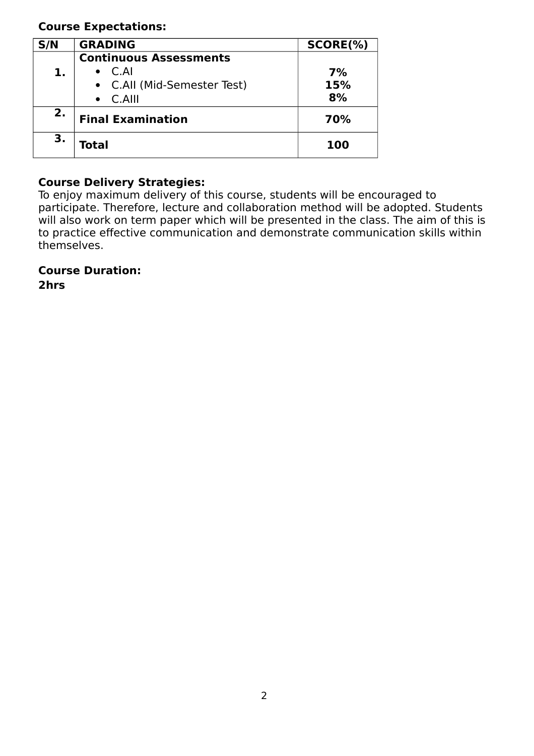**Course Expectations:**

| S/N | GRADING | SCORE(%) |
|---|---|---|
| **1.** | **Continuous Assessments**<br>• C.AI<br>• C.AII (Mid-Semester Test)<br>• C.AIII | <br>**7%**<br>**15%**<br>**8%** |
| **2.** | **Final Examination** | **70%** |
| **3.** | **Total** | **100** |

**Course Delivery Strategies:**
To enjoy maximum delivery of this course, students will be encouraged to participate. Therefore, lecture and collaboration method will be adopted. Students will also work on term paper which will be presented in the class. The aim of this is to practice effective communication and demonstrate communication skills within themselves.

**Course Duration:**
**2hrs**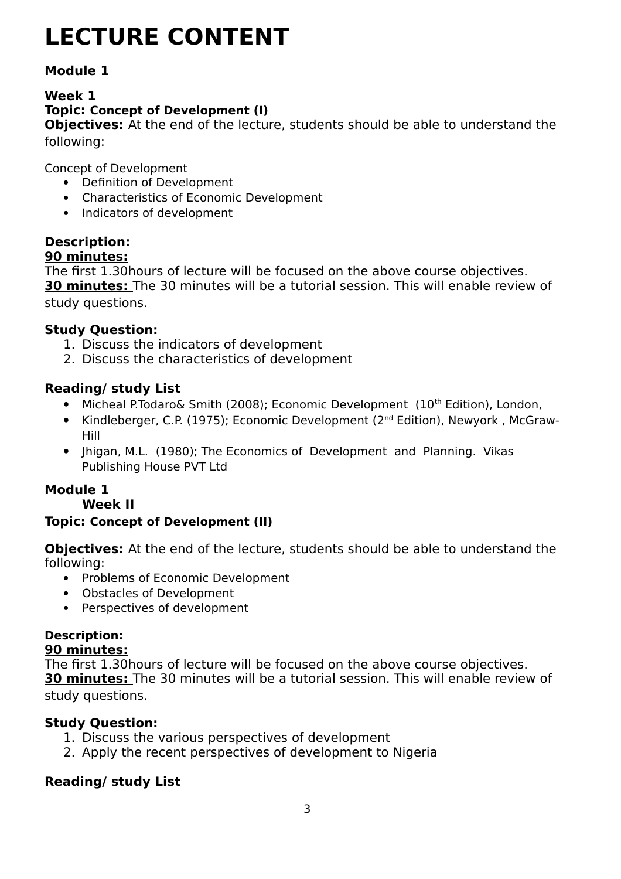# LECTURE CONTENT

**Module 1**

**Week 1**
**Topic: Concept of Development (I)**
**Objectives:** At the end of the lecture, students should be able to understand the following:

Concept of Development
- Definition of Development
- Characteristics of Economic Development
- Indicators of development

**Description:**
**<u>90 minutes:</u>**
The first 1.30hours of lecture will be focused on the above course objectives.
**<u>30 minutes:</u>** The 30 minutes will be a tutorial session. This will enable review of study questions.

**Study Question:**
1. Discuss the indicators of development
2. Discuss the characteristics of development

**Reading/ study List**
- Micheal P.Todaro& Smith (2008); Economic Development (10th Edition), London,
- Kindleberger, C.P. (1975); Economic Development (2nd Edition), Newyork , McGraw-Hill
- Jhigan, M.L. (1980); The Economics of Development and Planning. Vikas Publishing House PVT Ltd

**Module 1**
**Week II**
**Topic: Concept of Development (II)**

**Objectives:** At the end of the lecture, students should be able to understand the following:
- Problems of Economic Development
- Obstacles of Development
- Perspectives of development

**Description:**
**<u>90 minutes:</u>**
The first 1.30hours of lecture will be focused on the above course objectives.
**<u>30 minutes:</u>** The 30 minutes will be a tutorial session. This will enable review of study questions.

**Study Question:**
1. Discuss the various perspectives of development
2. Apply the recent perspectives of development to Nigeria

**Reading/ study List**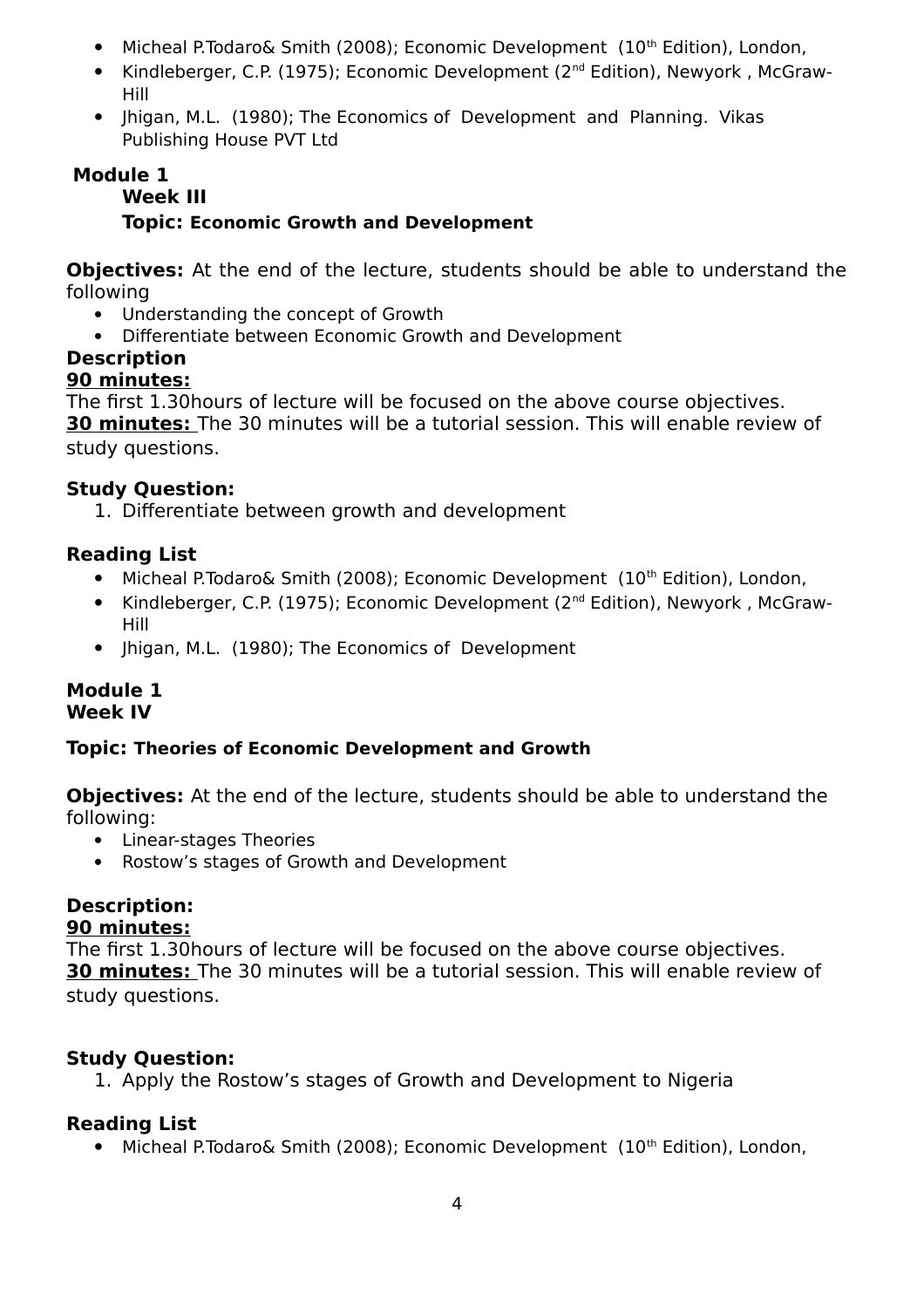- Micheal P.Todaro& Smith (2008); Economic Development (10th Edition), London,
- Kindleberger, C.P. (1975); Economic Development (2nd Edition), Newyork , McGraw-Hill
- Jhigan, M.L. (1980); The Economics of Development and Planning. Vikas Publishing House PVT Ltd

**Module 1**

**Week III**

**Topic: Economic Growth and Development**

**Objectives:** At the end of the lecture, students should be able to understand the following

- Understanding the concept of Growth
- Differentiate between Economic Growth and Development

**Description**

**90 minutes:**

The first 1.30hours of lecture will be focused on the above course objectives.

**30 minutes:** The 30 minutes will be a tutorial session. This will enable review of study questions.

**Study Question:**

1. Differentiate between growth and development

**Reading List**

- Micheal P.Todaro& Smith (2008); Economic Development (10th Edition), London,
- Kindleberger, C.P. (1975); Economic Development (2nd Edition), Newyork , McGraw-Hill
- Jhigan, M.L. (1980); The Economics of Development

**Module 1**

**Week IV**

**Topic: Theories of Economic Development and Growth**

**Objectives:** At the end of the lecture, students should be able to understand the following:

- Linear-stages Theories
- Rostow's stages of Growth and Development

**Description:**

**90 minutes:**

The first 1.30hours of lecture will be focused on the above course objectives.

**30 minutes:** The 30 minutes will be a tutorial session. This will enable review of study questions.

**Study Question:**

1. Apply the Rostow's stages of Growth and Development to Nigeria

**Reading List**

- Micheal P.Todaro& Smith (2008); Economic Development (10th Edition), London,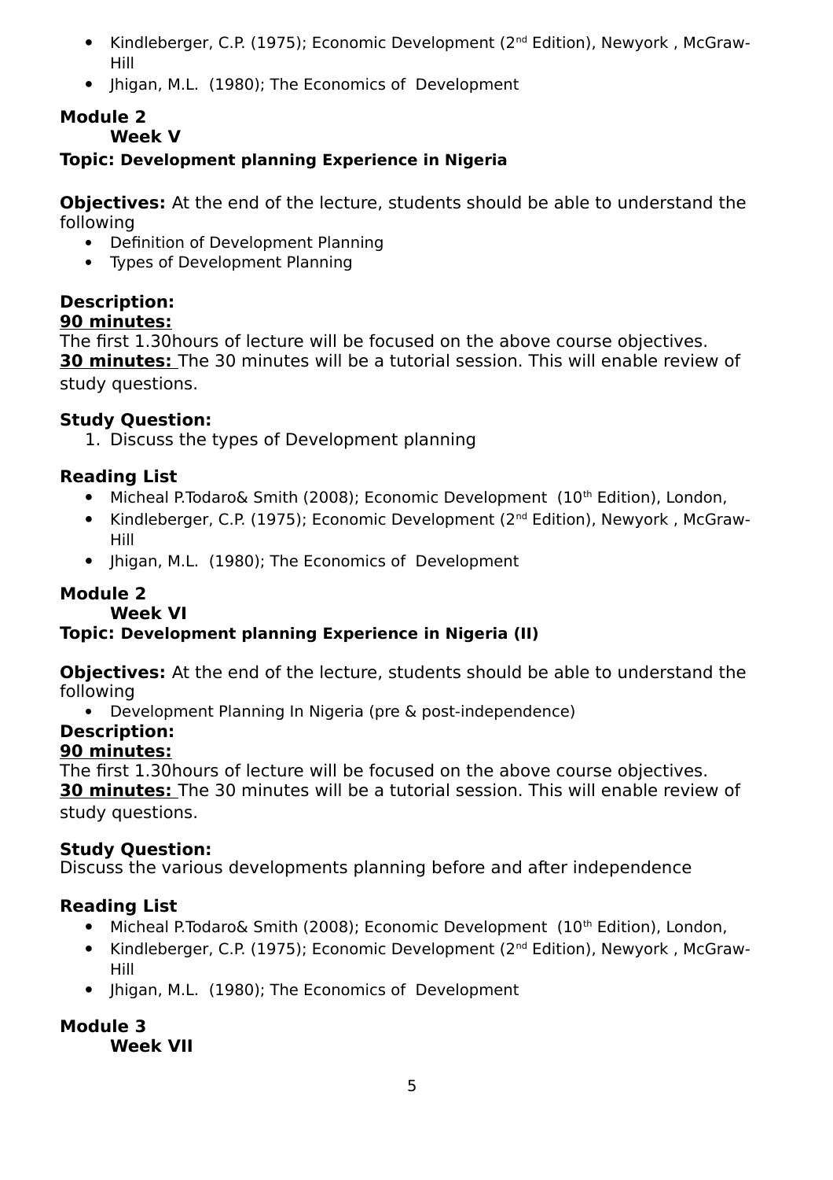- Kindleberger, C.P. (1975); Economic Development (2nd Edition), Newyork , McGraw-Hill
- Jhigan, M.L. (1980); The Economics of Development

**Module 2**

**Week V**

**Topic: Development planning Experience in Nigeria**

**Objectives:** At the end of the lecture, students should be able to understand the following

- Definition of Development Planning
- Types of Development Planning

**Description:**

**90 minutes:**

The first 1.30hours of lecture will be focused on the above course objectives.

**30 minutes:** The 30 minutes will be a tutorial session. This will enable review of study questions.

**Study Question:**

1. Discuss the types of Development planning

**Reading List**

- Micheal P.Todaro& Smith (2008); Economic Development (10th Edition), London,
- Kindleberger, C.P. (1975); Economic Development (2nd Edition), Newyork , McGraw-Hill
- Jhigan, M.L. (1980); The Economics of Development

**Module 2**

**Week VI**

**Topic: Development planning Experience in Nigeria (II)**

**Objectives:** At the end of the lecture, students should be able to understand the following

- Development Planning In Nigeria (pre & post-independence)

**Description:**

**90 minutes:**

The first 1.30hours of lecture will be focused on the above course objectives.

**30 minutes:** The 30 minutes will be a tutorial session. This will enable review of study questions.

**Study Question:**

Discuss the various developments planning before and after independence

**Reading List**

- Micheal P.Todaro& Smith (2008); Economic Development (10th Edition), London,
- Kindleberger, C.P. (1975); Economic Development (2nd Edition), Newyork , McGraw-Hill
- Jhigan, M.L. (1980); The Economics of Development

**Module 3**

**Week VII**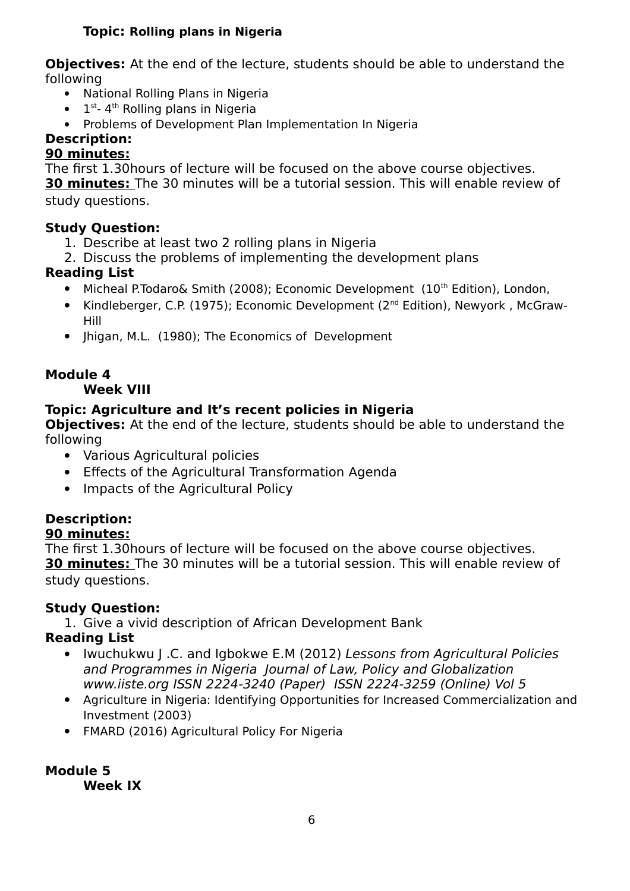**Topic: Rolling plans in Nigeria**

**Objectives:** At the end of the lecture, students should be able to understand the following

- National Rolling Plans in Nigeria
- 1st- 4th Rolling plans in Nigeria
- Problems of Development Plan Implementation In Nigeria

**Description:**

**90 minutes:**

The first 1.30hours of lecture will be focused on the above course objectives.

**30 minutes:** The 30 minutes will be a tutorial session. This will enable review of study questions.

**Study Question:**

1. Describe at least two 2 rolling plans in Nigeria
2. Discuss the problems of implementing the development plans

**Reading List**

- Micheal P.Todaro& Smith (2008); Economic Development (10th Edition), London,
- Kindleberger, C.P. (1975); Economic Development (2nd Edition), Newyork , McGraw-Hill
- Jhigan, M.L. (1980); The Economics of Development

**Module 4**

**Week VIII**

**Topic: Agriculture and It's recent policies in Nigeria**

**Objectives:** At the end of the lecture, students should be able to understand the following

- Various Agricultural policies
- Effects of the Agricultural Transformation Agenda
- Impacts of the Agricultural Policy

**Description:**

**90 minutes:**

The first 1.30hours of lecture will be focused on the above course objectives.

**30 minutes:** The 30 minutes will be a tutorial session. This will enable review of study questions.

**Study Question:**

1. Give a vivid description of African Development Bank

**Reading List**

- Iwuchukwu J .C. and Igbokwe E.M (2012) *Lessons from Agricultural Policies and Programmes in Nigeria Journal of Law, Policy and Globalization www.iiste.org ISSN 2224-3240 (Paper) ISSN 2224-3259 (Online) Vol 5*
- Agriculture in Nigeria: Identifying Opportunities for Increased Commercialization and Investment (2003)
- FMARD (2016) Agricultural Policy For Nigeria

**Module 5**

**Week IX**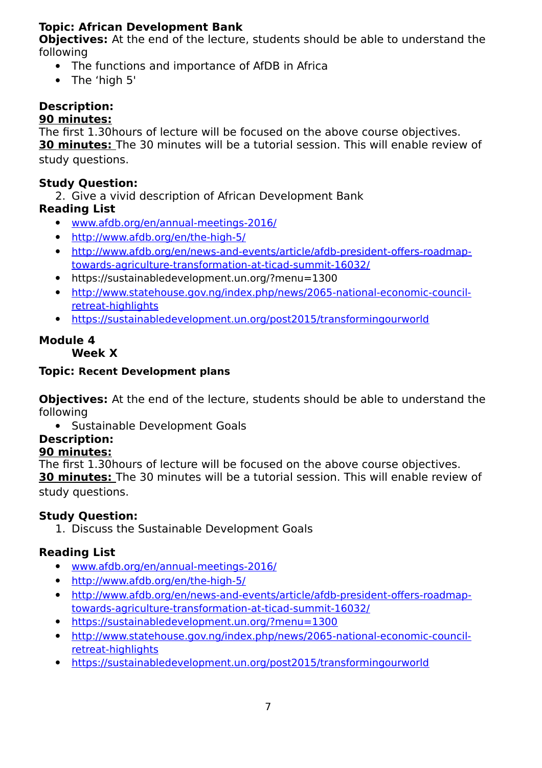**Topic: African Development Bank**

**Objectives:** At the end of the lecture, students should be able to understand the following

- The functions and importance of AfDB in Africa
- The 'high 5'

**Description:**

**90 minutes:**

The first 1.30hours of lecture will be focused on the above course objectives.

**30 minutes:** The 30 minutes will be a tutorial session. This will enable review of study questions.

**Study Question:**

2. Give a vivid description of African Development Bank

**Reading List**

- www.afdb.org/en/annual-meetings-2016/
- http://www.afdb.org/en/the-high-5/
- http://www.afdb.org/en/news-and-events/article/afdb-president-offers-roadmap-towards-agriculture-transformation-at-ticad-summit-16032/
- https://sustainabledevelopment.un.org/?menu=1300
- http://www.statehouse.gov.ng/index.php/news/2065-national-economic-council-retreat-highlights
- https://sustainabledevelopment.un.org/post2015/transformingourworld

**Module 4**

**Week X**

**Topic: Recent Development plans**

**Objectives:** At the end of the lecture, students should be able to understand the following

- Sustainable Development Goals

**Description:**

**90 minutes:**

The first 1.30hours of lecture will be focused on the above course objectives.

**30 minutes:** The 30 minutes will be a tutorial session. This will enable review of study questions.

**Study Question:**

1. Discuss the Sustainable Development Goals

**Reading List**

- www.afdb.org/en/annual-meetings-2016/
- http://www.afdb.org/en/the-high-5/
- http://www.afdb.org/en/news-and-events/article/afdb-president-offers-roadmap-towards-agriculture-transformation-at-ticad-summit-16032/
- https://sustainabledevelopment.un.org/?menu=1300
- http://www.statehouse.gov.ng/index.php/news/2065-national-economic-council-retreat-highlights
- https://sustainabledevelopment.un.org/post2015/transformingourworld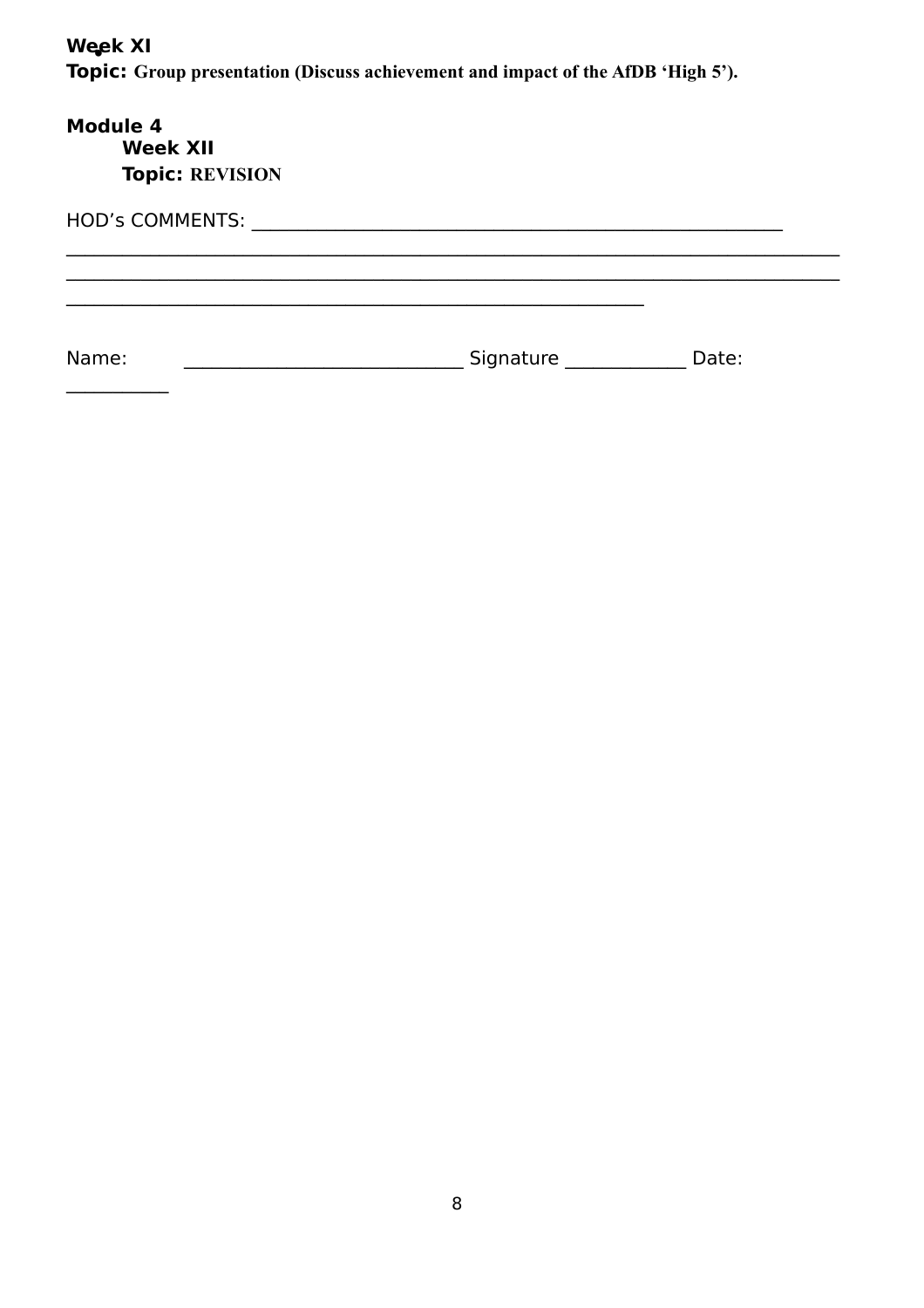**Week XI**

**Topic: Group presentation (Discuss achievement and impact of the AfDB 'High 5').**

**Module 4**

**Week XII**

**Topic: REVISION**

HOD's COMMENTS: ______________________________________________________
_______________________________________________________________________________
_______________________________________________________________________________
___________________________________________________________

Name: ____________________________ Signature ____________ Date: __________